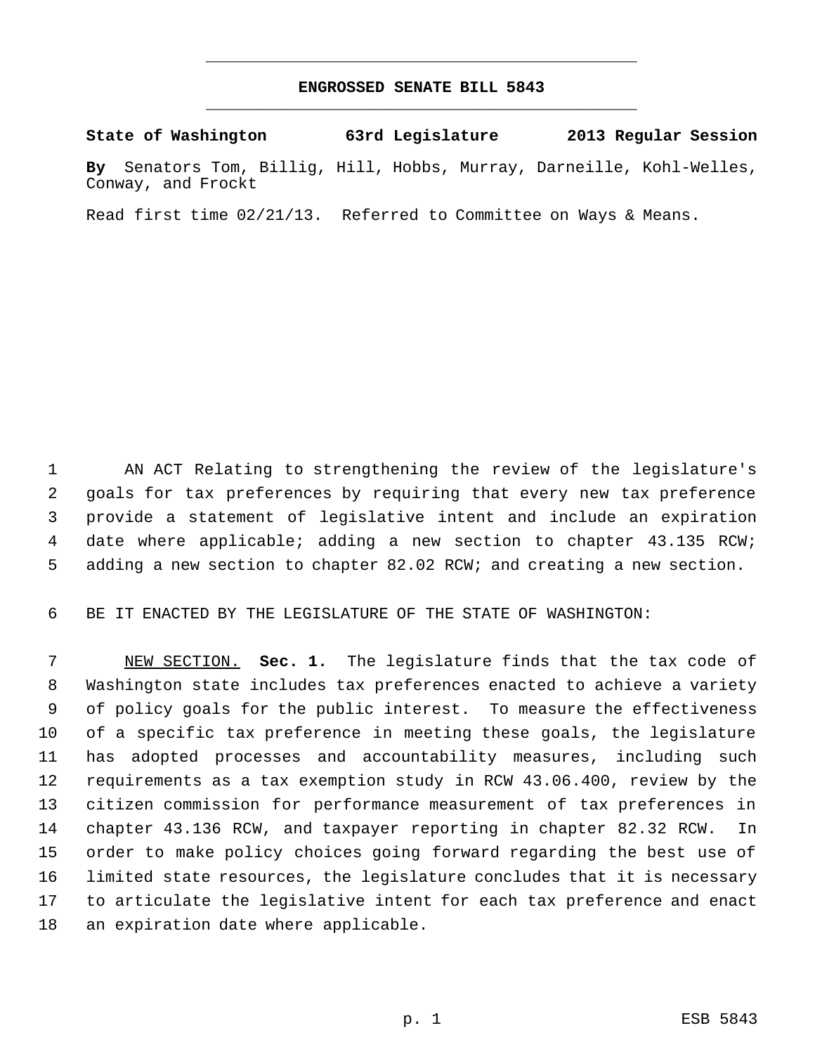# ENGROSSED SENATE BILL 5843

**State of Washington 63rd Legislature 2013 Regular Session**

**By** Senators Tom, Billig, Hill, Hobbs, Murray, Darneille, Kohl-Welles, Conway, and Frockt

Read first time 02/21/13. Referred to Committee on Ways & Means.

AN ACT Relating to strengthening the review of the legislature's goals for tax preferences by requiring that every new tax preference provide a statement of legislative intent and include an expiration date where applicable; adding a new section to chapter 43.135 RCW; adding a new section to chapter 82.02 RCW; and creating a new section.

BE IT ENACTED BY THE LEGISLATURE OF THE STATE OF WASHINGTON:

NEW SECTION. **Sec. 1.** The legislature finds that the tax code of Washington state includes tax preferences enacted to achieve a variety of policy goals for the public interest. To measure the effectiveness of a specific tax preference in meeting these goals, the legislature has adopted processes and accountability measures, including such requirements as a tax exemption study in RCW 43.06.400, review by the citizen commission for performance measurement of tax preferences in chapter 43.136 RCW, and taxpayer reporting in chapter 82.32 RCW. In order to make policy choices going forward regarding the best use of limited state resources, the legislature concludes that it is necessary to articulate the legislative intent for each tax preference and enact an expiration date where applicable.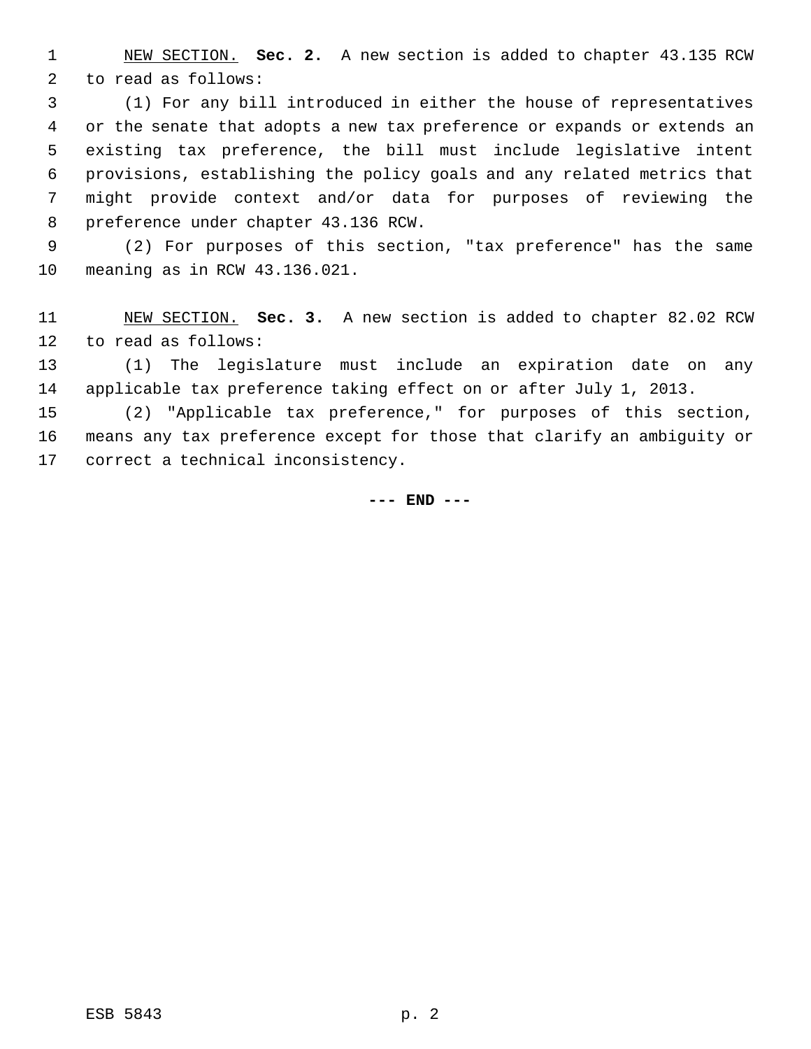NEW SECTION. **Sec. 2.** A new section is added to chapter 43.135 RCW to read as follows:

(1) For any bill introduced in either the house of representatives or the senate that adopts a new tax preference or expands or extends an existing tax preference, the bill must include legislative intent provisions, establishing the policy goals and any related metrics that might provide context and/or data for purposes of reviewing the preference under chapter 43.136 RCW.

(2) For purposes of this section, "tax preference" has the same meaning as in RCW 43.136.021.

NEW SECTION. **Sec. 3.** A new section is added to chapter 82.02 RCW to read as follows:

(1) The legislature must include an expiration date on any applicable tax preference taking effect on or after July 1, 2013.

(2) "Applicable tax preference," for purposes of this section, means any tax preference except for those that clarify an ambiguity or correct a technical inconsistency.

**--- END ---**